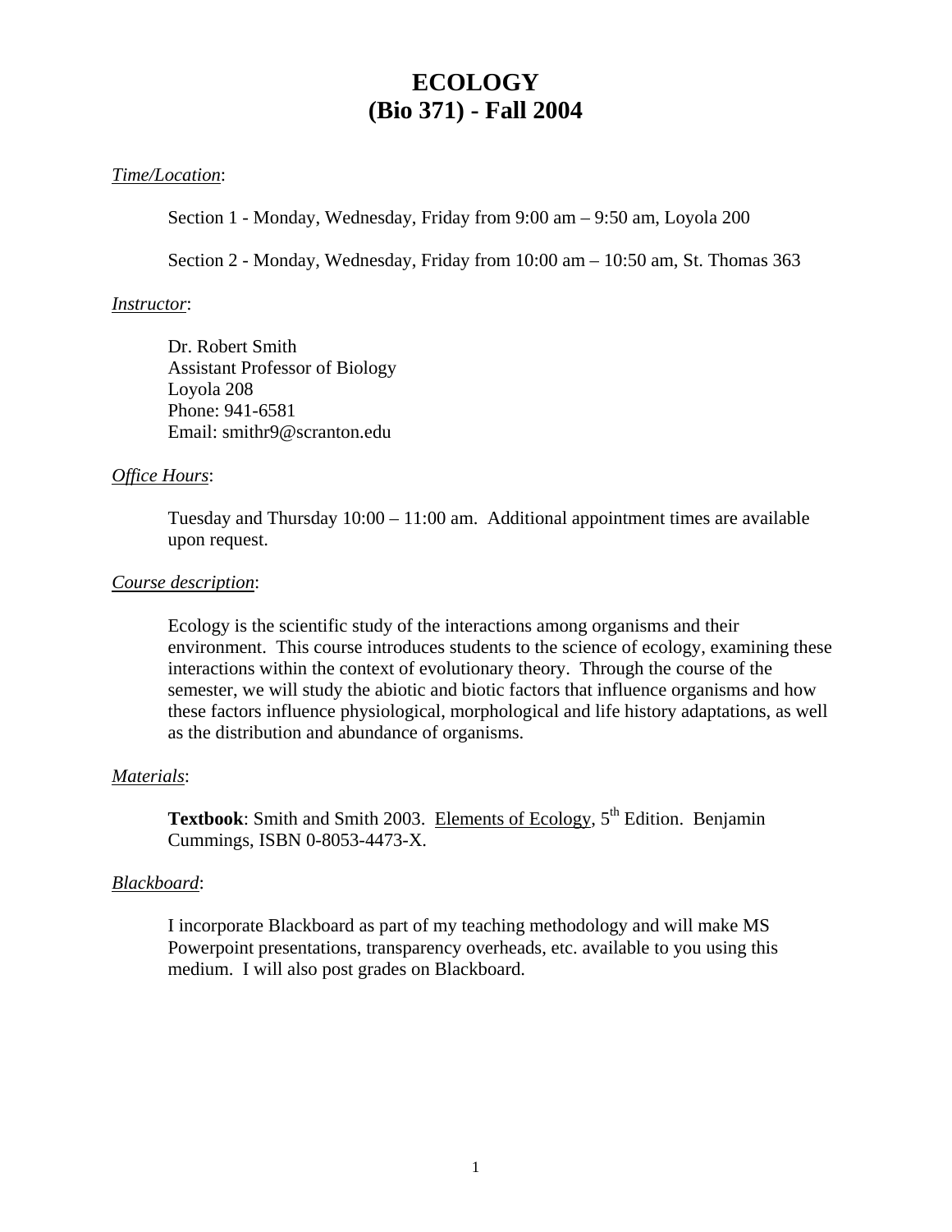# ECOLOGY
# (Bio 371) - Fall 2004

*Time/Location*:

Section 1 - Monday, Wednesday, Friday from 9:00 am – 9:50 am, Loyola 200

Section 2 - Monday, Wednesday, Friday from 10:00 am – 10:50 am, St. Thomas 363

*Instructor*:

Dr. Robert Smith
Assistant Professor of Biology
Loyola 208
Phone: 941-6581
Email: smithr9@scranton.edu

*Office Hours*:

Tuesday and Thursday 10:00 – 11:00 am. Additional appointment times are available upon request.

*Course description*:

Ecology is the scientific study of the interactions among organisms and their environment. This course introduces students to the science of ecology, examining these interactions within the context of evolutionary theory. Through the course of the semester, we will study the abiotic and biotic factors that influence organisms and how these factors influence physiological, morphological and life history adaptations, as well as the distribution and abundance of organisms.

*Materials*:

**Textbook**: Smith and Smith 2003. Elements of Ecology, 5th Edition. Benjamin Cummings, ISBN 0-8053-4473-X.

*Blackboard*:

I incorporate Blackboard as part of my teaching methodology and will make MS Powerpoint presentations, transparency overheads, etc. available to you using this medium. I will also post grades on Blackboard.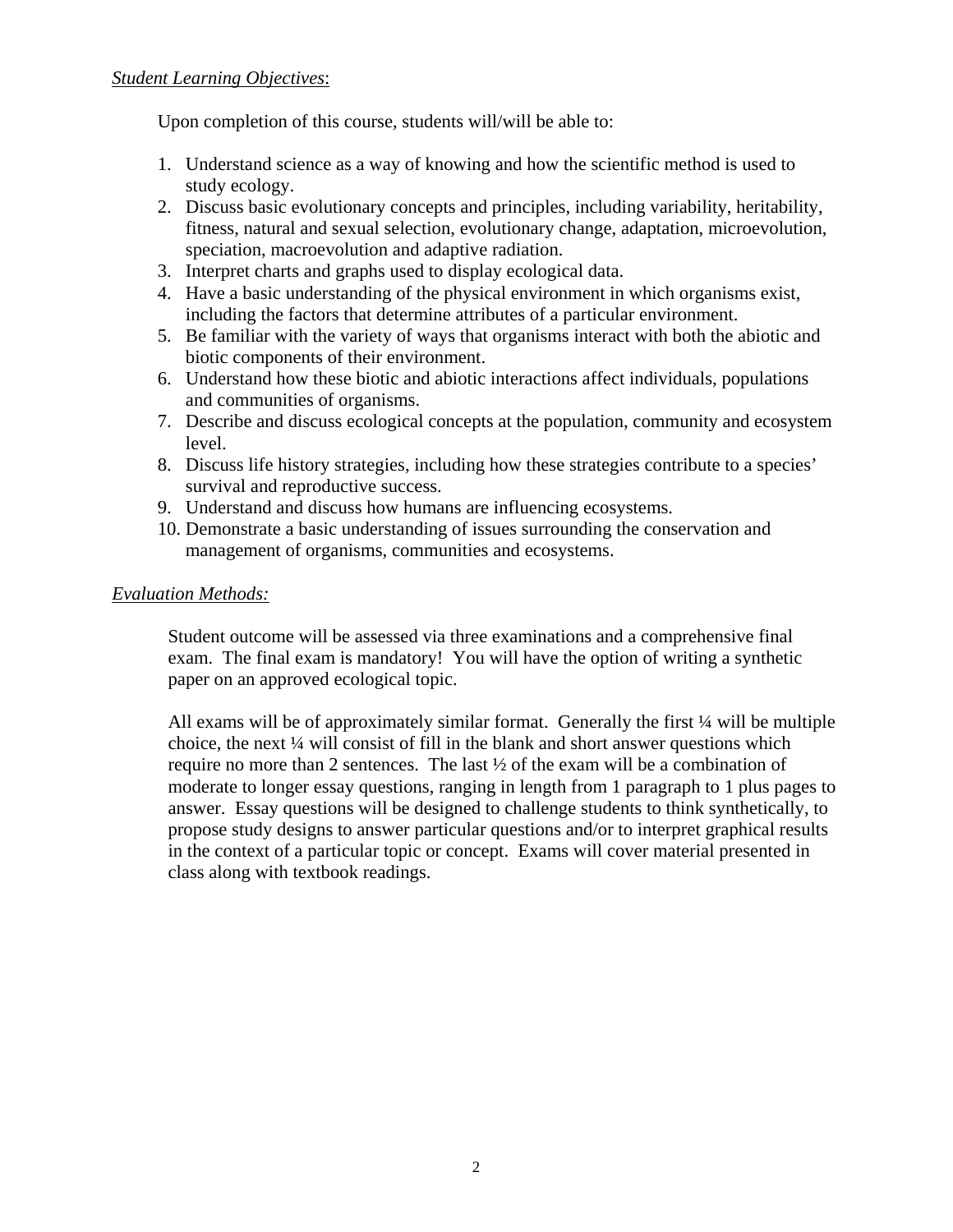*Student Learning Objectives*:

Upon completion of this course, students will/will be able to:

1. Understand science as a way of knowing and how the scientific method is used to study ecology.
2. Discuss basic evolutionary concepts and principles, including variability, heritability, fitness, natural and sexual selection, evolutionary change, adaptation, microevolution, speciation, macroevolution and adaptive radiation.
3. Interpret charts and graphs used to display ecological data.
4. Have a basic understanding of the physical environment in which organisms exist, including the factors that determine attributes of a particular environment.
5. Be familiar with the variety of ways that organisms interact with both the abiotic and biotic components of their environment.
6. Understand how these biotic and abiotic interactions affect individuals, populations and communities of organisms.
7. Describe and discuss ecological concepts at the population, community and ecosystem level.
8. Discuss life history strategies, including how these strategies contribute to a species' survival and reproductive success.
9. Understand and discuss how humans are influencing ecosystems.
10. Demonstrate a basic understanding of issues surrounding the conservation and management of organisms, communities and ecosystems.

*Evaluation Methods:*

Student outcome will be assessed via three examinations and a comprehensive final exam. The final exam is mandatory! You will have the option of writing a synthetic paper on an approved ecological topic.

All exams will be of approximately similar format. Generally the first ¼ will be multiple choice, the next ¼ will consist of fill in the blank and short answer questions which require no more than 2 sentences. The last ½ of the exam will be a combination of moderate to longer essay questions, ranging in length from 1 paragraph to 1 plus pages to answer. Essay questions will be designed to challenge students to think synthetically, to propose study designs to answer particular questions and/or to interpret graphical results in the context of a particular topic or concept. Exams will cover material presented in class along with textbook readings.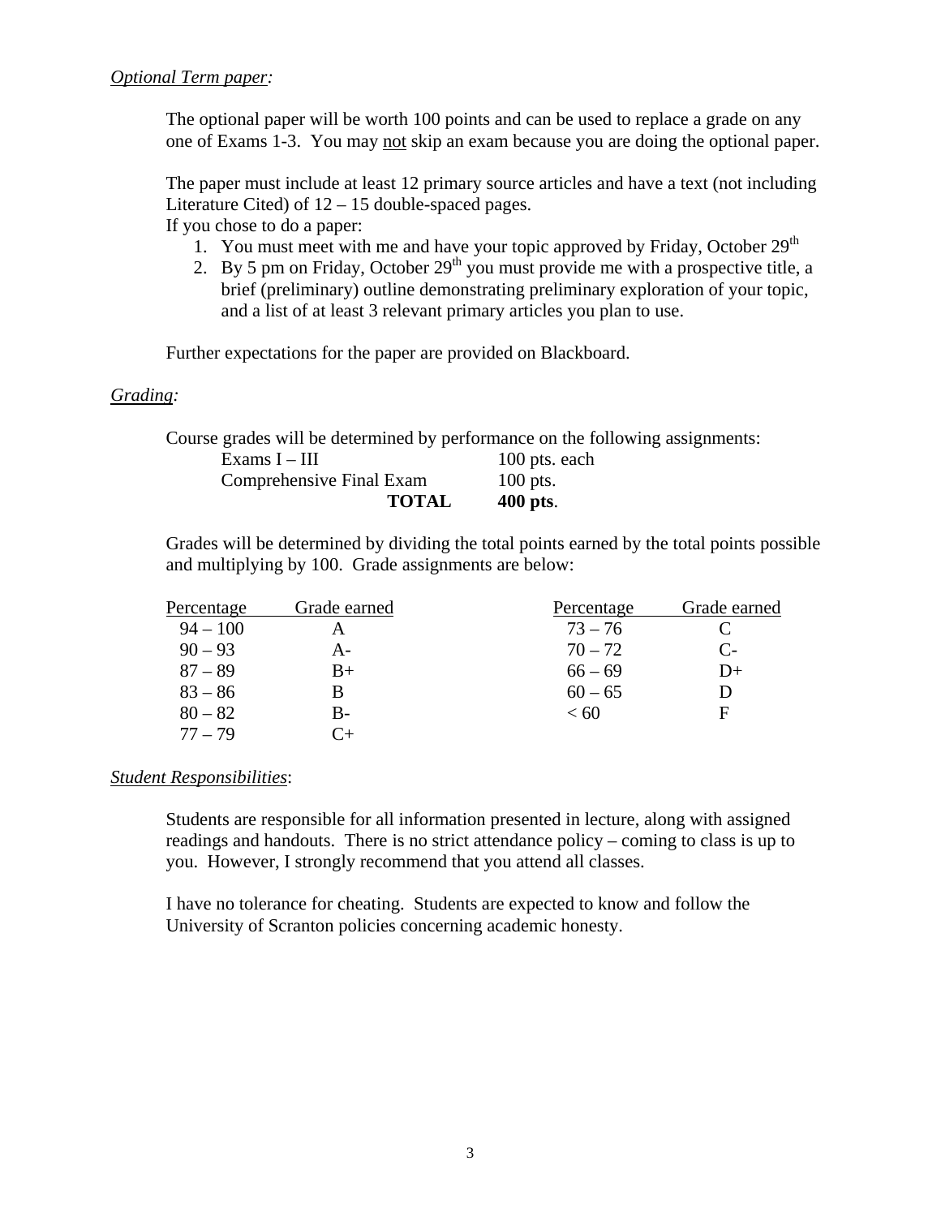*Optional Term paper:*

The optional paper will be worth 100 points and can be used to replace a grade on any one of Exams 1-3. You may not skip an exam because you are doing the optional paper.

The paper must include at least 12 primary source articles and have a text (not including Literature Cited) of 12 – 15 double-spaced pages.
If you chose to do a paper:

1. You must meet with me and have your topic approved by Friday, October 29th
2. By 5 pm on Friday, October 29th you must provide me with a prospective title, a brief (preliminary) outline demonstrating preliminary exploration of your topic, and a list of at least 3 relevant primary articles you plan to use.

Further expectations for the paper are provided on Blackboard.

*Grading:*

Course grades will be determined by performance on the following assignments:

| | |
|---|---|
| Exams I – III | 100 pts. each |
| Comprehensive Final Exam | 100 pts. |
| **TOTAL** | **400 pts**. |

Grades will be determined by dividing the total points earned by the total points possible and multiplying by 100. Grade assignments are below:

| Percentage | Grade earned | Percentage | Grade earned |
|---|---|---|---|
| 94 – 100 | A | 73 – 76 | C |
| 90 – 93 | A- | 70 – 72 | C- |
| 87 – 89 | B+ | 66 – 69 | D+ |
| 83 – 86 | B | 60 – 65 | D |
| 80 – 82 | B- | < 60 | F |
| 77 – 79 | C+ | | |

*Student Responsibilities*:

Students are responsible for all information presented in lecture, along with assigned readings and handouts. There is no strict attendance policy – coming to class is up to you. However, I strongly recommend that you attend all classes.

I have no tolerance for cheating. Students are expected to know and follow the University of Scranton policies concerning academic honesty.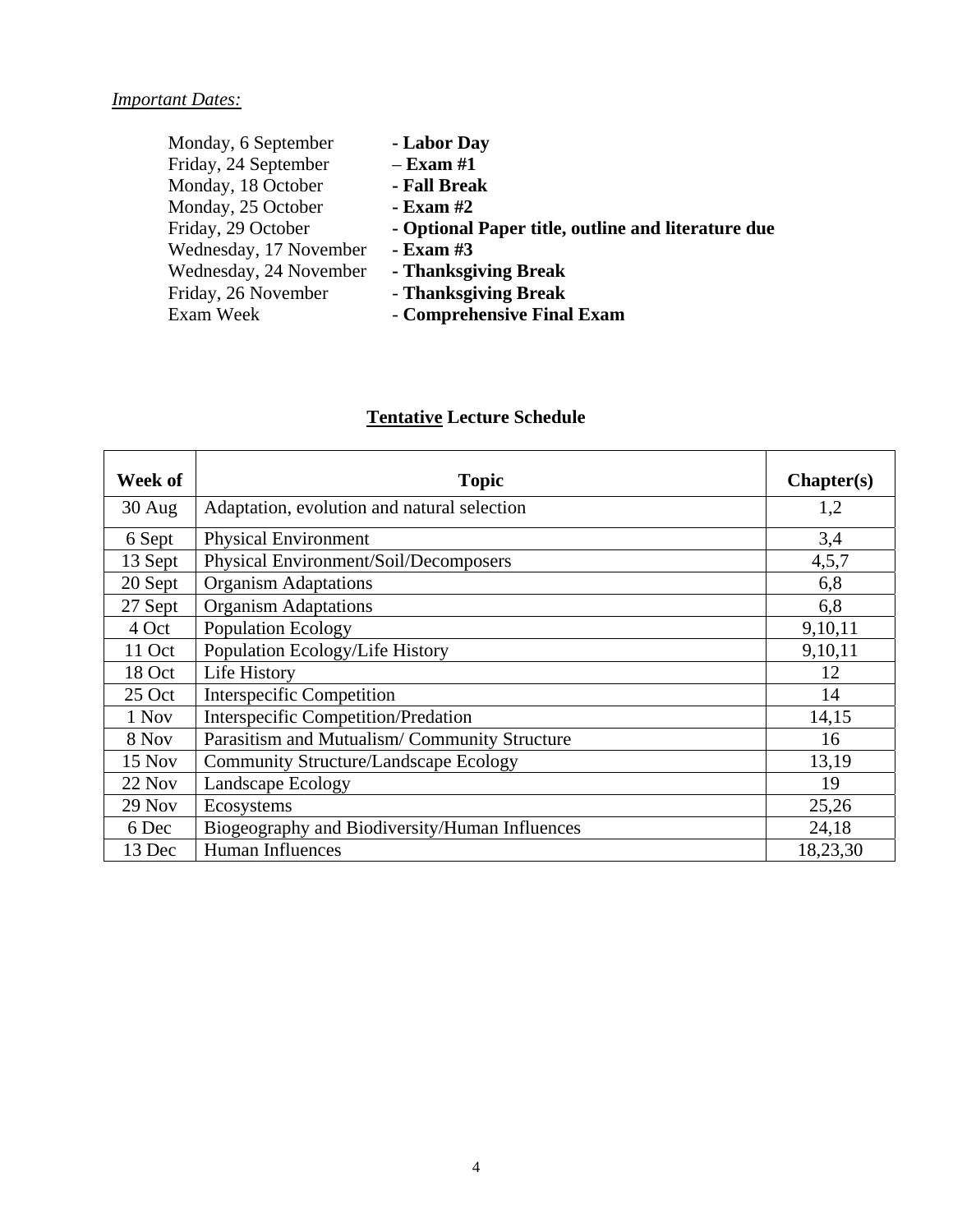*Important Dates:*

Monday, 6 September - **Labor Day**
Friday, 24 September – **Exam #1**
Monday, 18 October - **Fall Break**
Monday, 25 October - **Exam #2**
Friday, 29 October - **Optional Paper title, outline and literature due**
Wednesday, 17 November - **Exam #3**
Wednesday, 24 November - **Thanksgiving Break**
Friday, 26 November - **Thanksgiving Break**
Exam Week - **Comprehensive Final Exam**

## **Tentative Lecture Schedule**

| **Week of** | **Topic** | **Chapter(s)** |
|---|---|---|
| 30 Aug | Adaptation, evolution and natural selection | 1,2 |
| 6 Sept | Physical Environment | 3,4 |
| 13 Sept | Physical Environment/Soil/Decomposers | 4,5,7 |
| 20 Sept | Organism Adaptations | 6,8 |
| 27 Sept | Organism Adaptations | 6,8 |
| 4 Oct | Population Ecology | 9,10,11 |
| 11 Oct | Population Ecology/Life History | 9,10,11 |
| 18 Oct | Life History | 12 |
| 25 Oct | Interspecific Competition | 14 |
| 1 Nov | Interspecific Competition/Predation | 14,15 |
| 8 Nov | Parasitism and Mutualism/ Community Structure | 16 |
| 15 Nov | Community Structure/Landscape Ecology | 13,19 |
| 22 Nov | Landscape Ecology | 19 |
| 29 Nov | Ecosystems | 25,26 |
| 6 Dec | Biogeography and Biodiversity/Human Influences | 24,18 |
| 13 Dec | Human Influences | 18,23,30 |